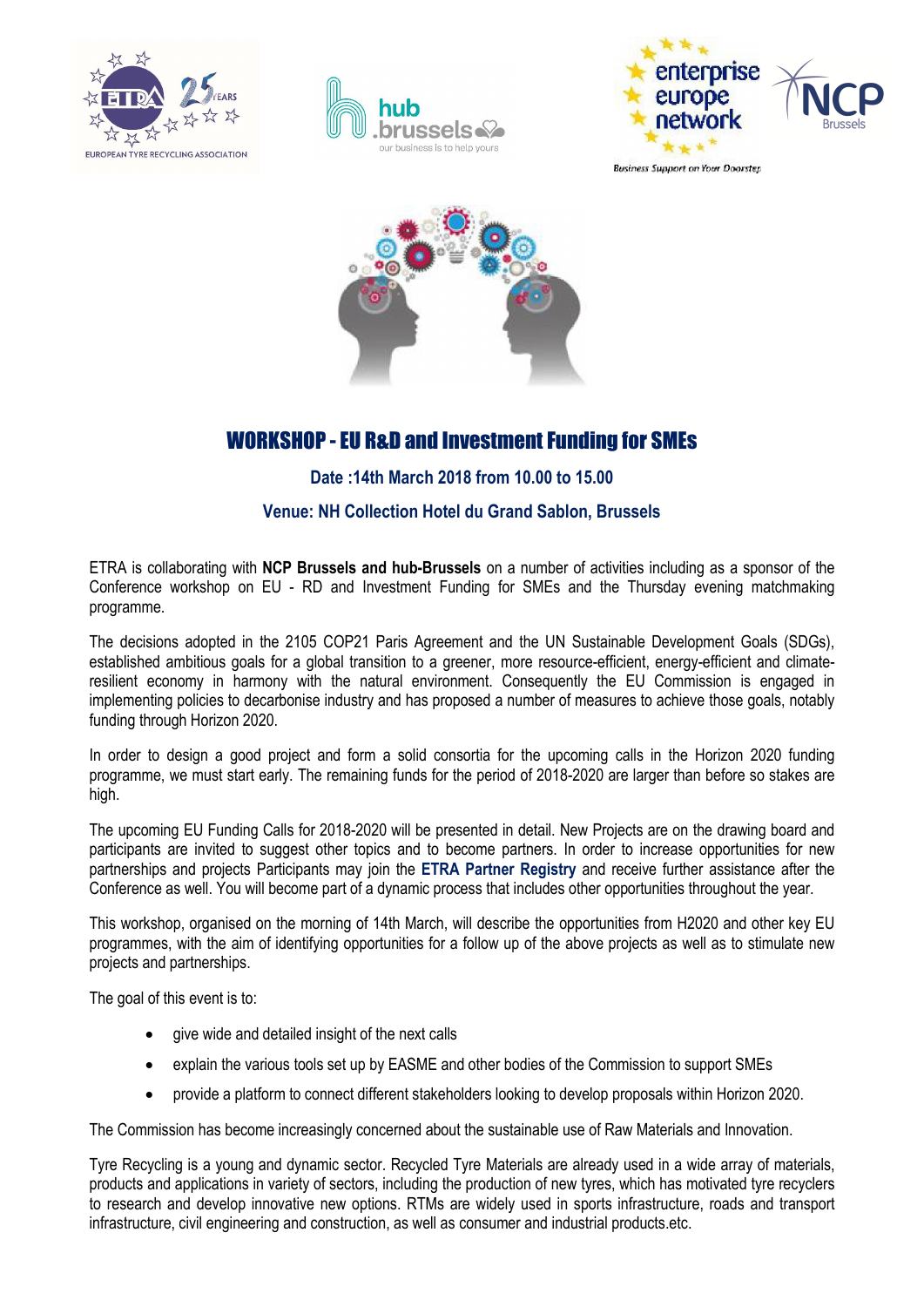# WORKSHOP - EU R&D and Investment Funding for SMEs

**Date :14th March 2018 from 10.00 to 15.00**

**Venue: NH Collection Hotel du Grand Sablon, Brussels**

ETRA is collaborating with **NCP Brussels and hub-Brussels** on a number of activities including as a sponsor of the Conference workshop on EU - RD and Investment Funding for SMEs and the Thursday evening matchmaking programme.

The decisions adopted in the 2105 COP21 Paris Agreement and the UN Sustainable Development Goals (SDGs), established ambitious goals for a global transition to a greener, more resource-efficient, energy-efficient and climate-resilient economy in harmony with the natural environment. Consequently the EU Commission is engaged in implementing policies to decarbonise industry and has proposed a number of measures to achieve those goals, notably funding through Horizon 2020.

In order to design a good project and form a solid consortia for the upcoming calls in the Horizon 2020 funding programme, we must start early. The remaining funds for the period of 2018-2020 are larger than before so stakes are high.

The upcoming EU Funding Calls for 2018-2020 will be presented in detail. New Projects are on the drawing board and participants are invited to suggest other topics and to become partners. In order to increase opportunities for new partnerships and projects Participants may join the **ETRA Partner Registry** and receive further assistance after the Conference as well. You will become part of a dynamic process that includes other opportunities throughout the year.

This workshop, organised on the morning of 14th March, will describe the opportunities from H2020 and other key EU programmes, with the aim of identifying opportunities for a follow up of the above projects as well as to stimulate new projects and partnerships.

The goal of this event is to:

- give wide and detailed insight of the next calls
- explain the various tools set up by EASME and other bodies of the Commission to support SMEs
- provide a platform to connect different stakeholders looking to develop proposals within Horizon 2020.

The Commission has become increasingly concerned about the sustainable use of Raw Materials and Innovation.

Tyre Recycling is a young and dynamic sector. Recycled Tyre Materials are already used in a wide array of materials, products and applications in variety of sectors, including the production of new tyres, which has motivated tyre recyclers to research and develop innovative new options. RTMs are widely used in sports infrastructure, roads and transport infrastructure, civil engineering and construction, as well as consumer and industrial products.etc.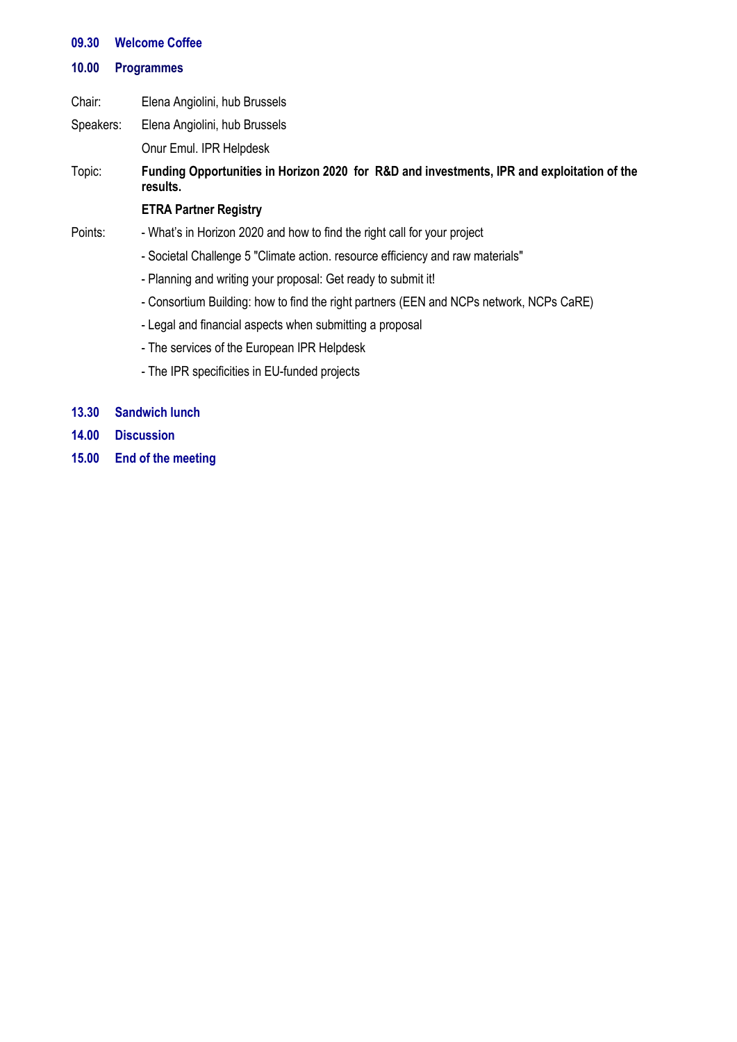**09.30 Welcome Coffee**

**10.00 Programmes**

Chair: Elena Angiolini, hub Brussels

Speakers: Elena Angiolini, hub Brussels

Onur Emul. IPR Helpdesk

Topic: **Funding Opportunities in Horizon 2020 for R&D and investments, IPR and exploitation of the results.**

**ETRA Partner Registry**

Points:

- What's in Horizon 2020 and how to find the right call for your project
- Societal Challenge 5 "Climate action. resource efficiency and raw materials"
- Planning and writing your proposal: Get ready to submit it!
- Consortium Building: how to find the right partners (EEN and NCPs network, NCPs CaRE)
- Legal and financial aspects when submitting a proposal
- The services of the European IPR Helpdesk
- The IPR specificities in EU-funded projects

**13.30 Sandwich lunch**

**14.00 Discussion**

**15.00 End of the meeting**